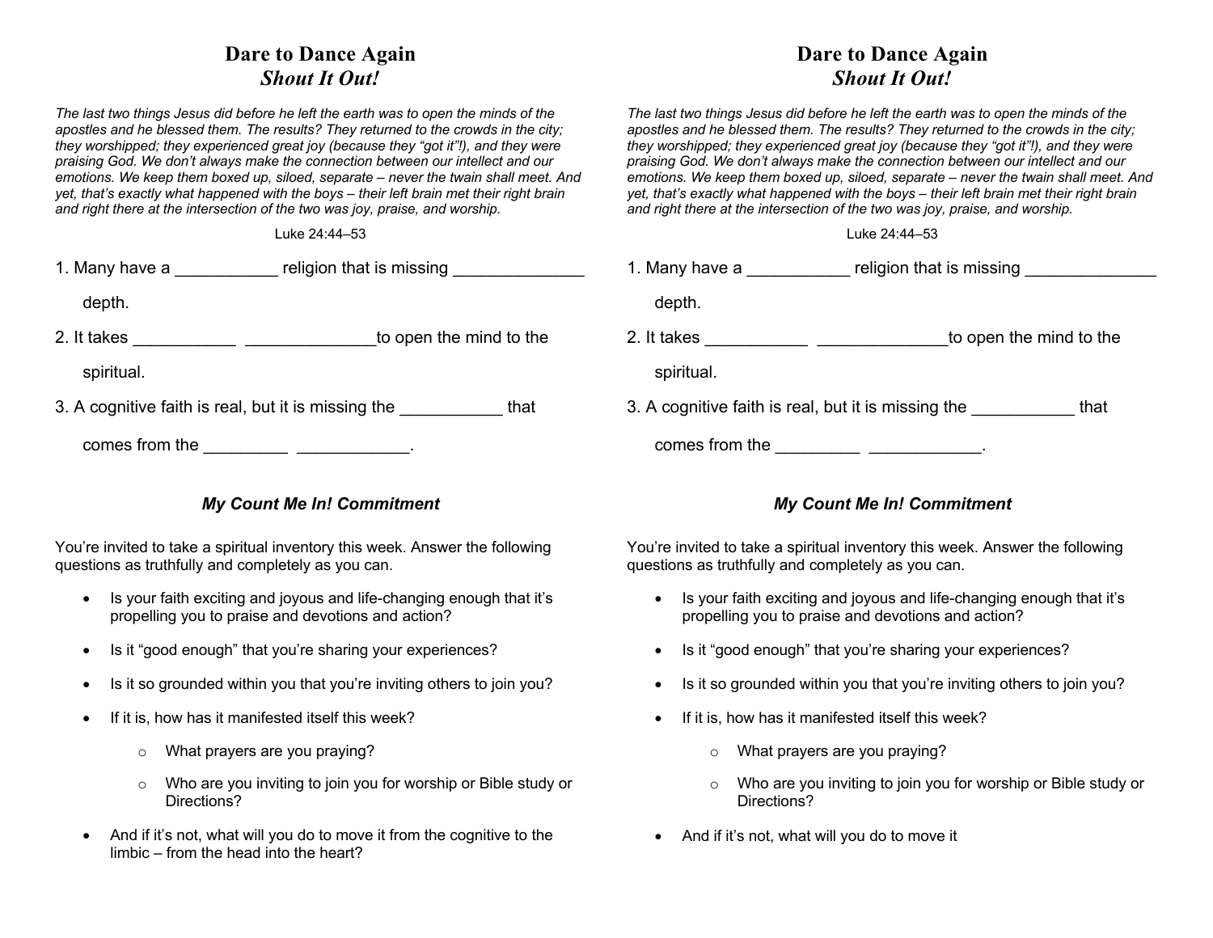# Dare to Dance Again
## *Shout It Out!*

*The last two things Jesus did before he left the earth was to open the minds of the apostles and he blessed them. The results? They returned to the crowds in the city; they worshipped; they experienced great joy (because they "got it"!), and they were praising God. We don't always make the connection between our intellect and our emotions. We keep them boxed up, siloed, separate – never the twain shall meet. And yet, that's exactly what happened with the boys – their left brain met their right brain and right there at the intersection of the two was joy, praise, and worship.*

Luke 24:44–53

1. Many have a ___________ religion that is missing ______________ depth.
2. It takes ___________ ______________to open the mind to the spiritual.
3. A cognitive faith is real, but it is missing the ___________ that comes from the _________ ____________.

### *My Count Me In! Commitment*

You're invited to take a spiritual inventory this week. Answer the following questions as truthfully and completely as you can.

- Is your faith exciting and joyous and life-changing enough that it's propelling you to praise and devotions and action?
- Is it "good enough" that you're sharing your experiences?
- Is it so grounded within you that you're inviting others to join you?
- If it is, how has it manifested itself this week?
  - What prayers are you praying?
  - Who are you inviting to join you for worship or Bible study or Directions?
- And if it's not, what will you do to move it from the cognitive to the limbic – from the head into the heart?

# Dare to Dance Again
## *Shout It Out!*

*The last two things Jesus did before he left the earth was to open the minds of the apostles and he blessed them. The results? They returned to the crowds in the city; they worshipped; they experienced great joy (because they "got it"!), and they were praising God. We don't always make the connection between our intellect and our emotions. We keep them boxed up, siloed, separate – never the twain shall meet. And yet, that's exactly what happened with the boys – their left brain met their right brain and right there at the intersection of the two was joy, praise, and worship.*

Luke 24:44–53

1. Many have a ___________ religion that is missing ______________ depth.
2. It takes ___________ ______________to open the mind to the spiritual.
3. A cognitive faith is real, but it is missing the ___________ that comes from the _________ ____________.

### *My Count Me In! Commitment*

You're invited to take a spiritual inventory this week. Answer the following questions as truthfully and completely as you can.

- Is your faith exciting and joyous and life-changing enough that it's propelling you to praise and devotions and action?
- Is it "good enough" that you're sharing your experiences?
- Is it so grounded within you that you're inviting others to join you?
- If it is, how has it manifested itself this week?
  - What prayers are you praying?
  - Who are you inviting to join you for worship or Bible study or Directions?
- And if it's not, what will you do to move it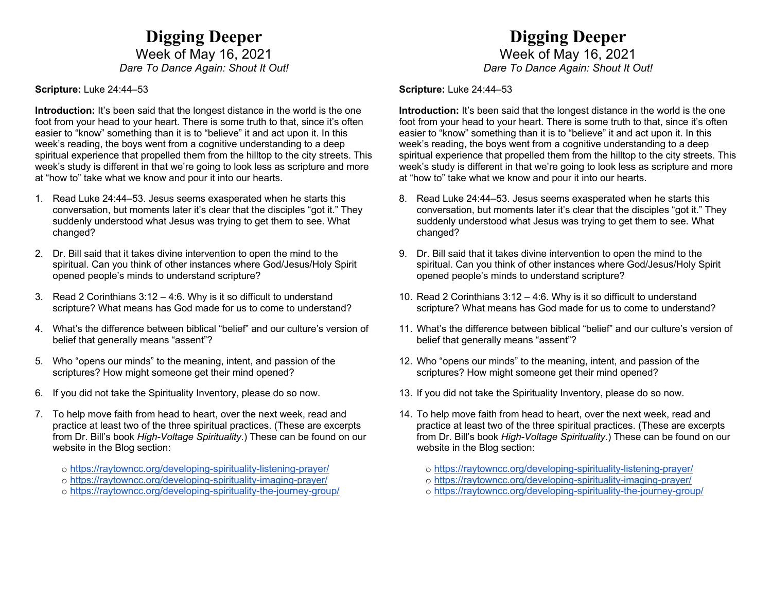# Digging Deeper

Week of May 16, 2021

*Dare To Dance Again: Shout It Out!*

**Scripture:** Luke 24:44–53

**Introduction:** It's been said that the longest distance in the world is the one foot from your head to your heart. There is some truth to that, since it's often easier to "know" something than it is to "believe" it and act upon it. In this week's reading, the boys went from a cognitive understanding to a deep spiritual experience that propelled them from the hilltop to the city streets. This week's study is different in that we're going to look less as scripture and more at "how to" take what we know and pour it into our hearts.

1. Read Luke 24:44–53. Jesus seems exasperated when he starts this conversation, but moments later it's clear that the disciples "got it." They suddenly understood what Jesus was trying to get them to see. What changed?

2. Dr. Bill said that it takes divine intervention to open the mind to the spiritual. Can you think of other instances where God/Jesus/Holy Spirit opened people's minds to understand scripture?

3. Read 2 Corinthians 3:12 – 4:6. Why is it so difficult to understand scripture? What means has God made for us to come to understand?

4. What's the difference between biblical "belief" and our culture's version of belief that generally means "assent"?

5. Who "opens our minds" to the meaning, intent, and passion of the scriptures? How might someone get their mind opened?

6. If you did not take the Spirituality Inventory, please do so now.

7. To help move faith from head to heart, over the next week, read and practice at least two of the three spiritual practices. (These are excerpts from Dr. Bill's book *High-Voltage Spirituality*.) These can be found on our website in the Blog section:

   - https://raytowncc.org/developing-spirituality-listening-prayer/
   - https://raytowncc.org/developing-spirituality-imaging-prayer/
   - https://raytowncc.org/developing-spirituality-the-journey-group/

# Digging Deeper

Week of May 16, 2021

*Dare To Dance Again: Shout It Out!*

**Scripture:** Luke 24:44–53

**Introduction:** It's been said that the longest distance in the world is the one foot from your head to your heart. There is some truth to that, since it's often easier to "know" something than it is to "believe" it and act upon it. In this week's reading, the boys went from a cognitive understanding to a deep spiritual experience that propelled them from the hilltop to the city streets. This week's study is different in that we're going to look less as scripture and more at "how to" take what we know and pour it into our hearts.

8. Read Luke 24:44–53. Jesus seems exasperated when he starts this conversation, but moments later it's clear that the disciples "got it." They suddenly understood what Jesus was trying to get them to see. What changed?

9. Dr. Bill said that it takes divine intervention to open the mind to the spiritual. Can you think of other instances where God/Jesus/Holy Spirit opened people's minds to understand scripture?

10. Read 2 Corinthians 3:12 – 4:6. Why is it so difficult to understand scripture? What means has God made for us to come to understand?

11. What's the difference between biblical "belief" and our culture's version of belief that generally means "assent"?

12. Who "opens our minds" to the meaning, intent, and passion of the scriptures? How might someone get their mind opened?

13. If you did not take the Spirituality Inventory, please do so now.

14. To help move faith from head to heart, over the next week, read and practice at least two of the three spiritual practices. (These are excerpts from Dr. Bill's book *High-Voltage Spirituality*.) These can be found on our website in the Blog section:

    - https://raytowncc.org/developing-spirituality-listening-prayer/
    - https://raytowncc.org/developing-spirituality-imaging-prayer/
    - https://raytowncc.org/developing-spirituality-the-journey-group/